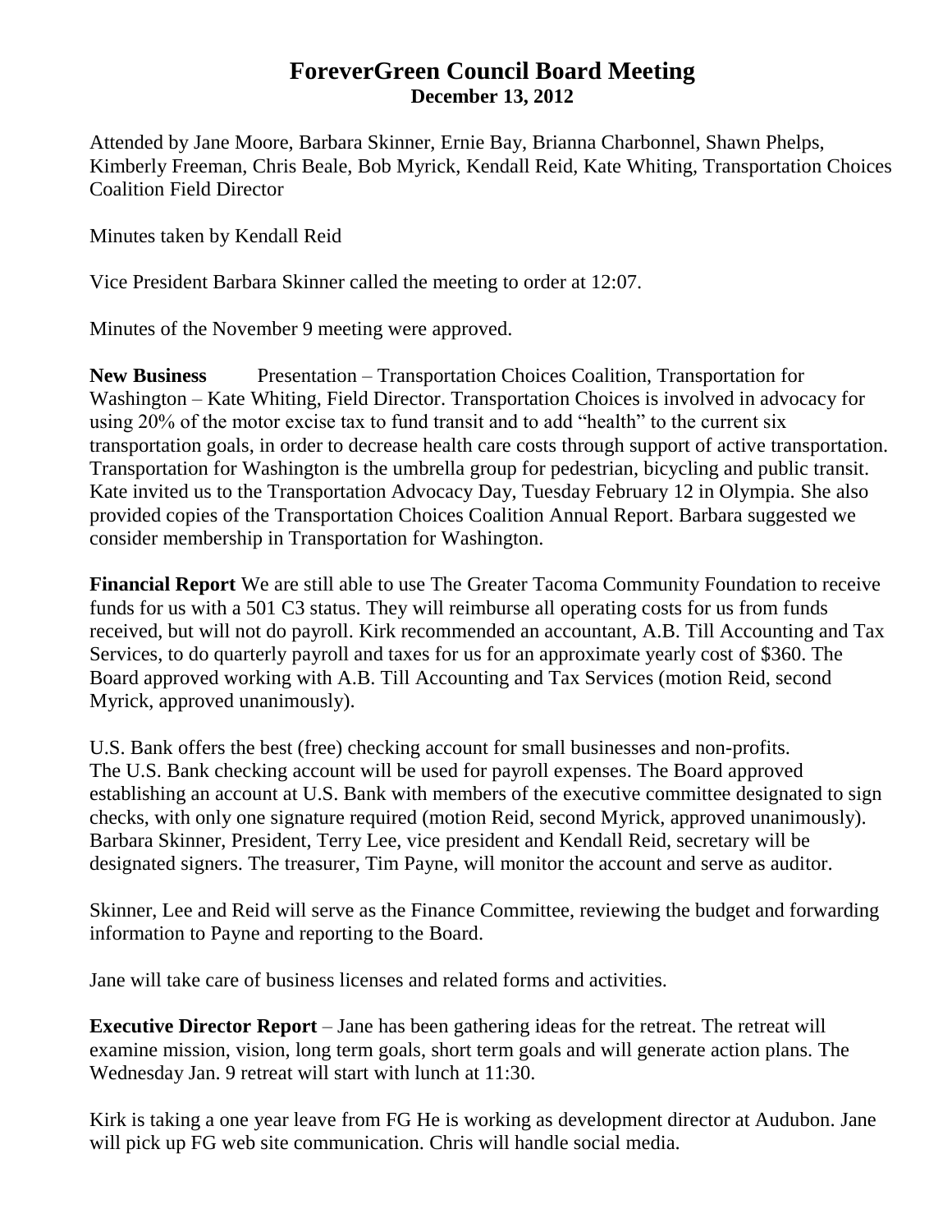# ForeverGreen Council Board Meeting

**December 13, 2012**

Attended by Jane Moore, Barbara Skinner, Ernie Bay, Brianna Charbonnel, Shawn Phelps, Kimberly Freeman, Chris Beale, Bob Myrick, Kendall Reid, Kate Whiting, Transportation Choices Coalition Field Director

Minutes taken by Kendall Reid

Vice President Barbara Skinner called the meeting to order at 12:07.

Minutes of the November 9 meeting were approved.

**New Business** Presentation – Transportation Choices Coalition, Transportation for Washington – Kate Whiting, Field Director. Transportation Choices is involved in advocacy for using 20% of the motor excise tax to fund transit and to add "health" to the current six transportation goals, in order to decrease health care costs through support of active transportation. Transportation for Washington is the umbrella group for pedestrian, bicycling and public transit. Kate invited us to the Transportation Advocacy Day, Tuesday February 12 in Olympia. She also provided copies of the Transportation Choices Coalition Annual Report. Barbara suggested we consider membership in Transportation for Washington.

**Financial Report** We are still able to use The Greater Tacoma Community Foundation to receive funds for us with a 501 C3 status. They will reimburse all operating costs for us from funds received, but will not do payroll. Kirk recommended an accountant, A.B. Till Accounting and Tax Services, to do quarterly payroll and taxes for us for an approximate yearly cost of $360. The Board approved working with A.B. Till Accounting and Tax Services (motion Reid, second Myrick, approved unanimously).

U.S. Bank offers the best (free) checking account for small businesses and non-profits. The U.S. Bank checking account will be used for payroll expenses. The Board approved establishing an account at U.S. Bank with members of the executive committee designated to sign checks, with only one signature required (motion Reid, second Myrick, approved unanimously). Barbara Skinner, President, Terry Lee, vice president and Kendall Reid, secretary will be designated signers. The treasurer, Tim Payne, will monitor the account and serve as auditor.

Skinner, Lee and Reid will serve as the Finance Committee, reviewing the budget and forwarding information to Payne and reporting to the Board.

Jane will take care of business licenses and related forms and activities.

**Executive Director Report** – Jane has been gathering ideas for the retreat. The retreat will examine mission, vision, long term goals, short term goals and will generate action plans. The Wednesday Jan. 9 retreat will start with lunch at 11:30.

Kirk is taking a one year leave from FG He is working as development director at Audubon. Jane will pick up FG web site communication. Chris will handle social media.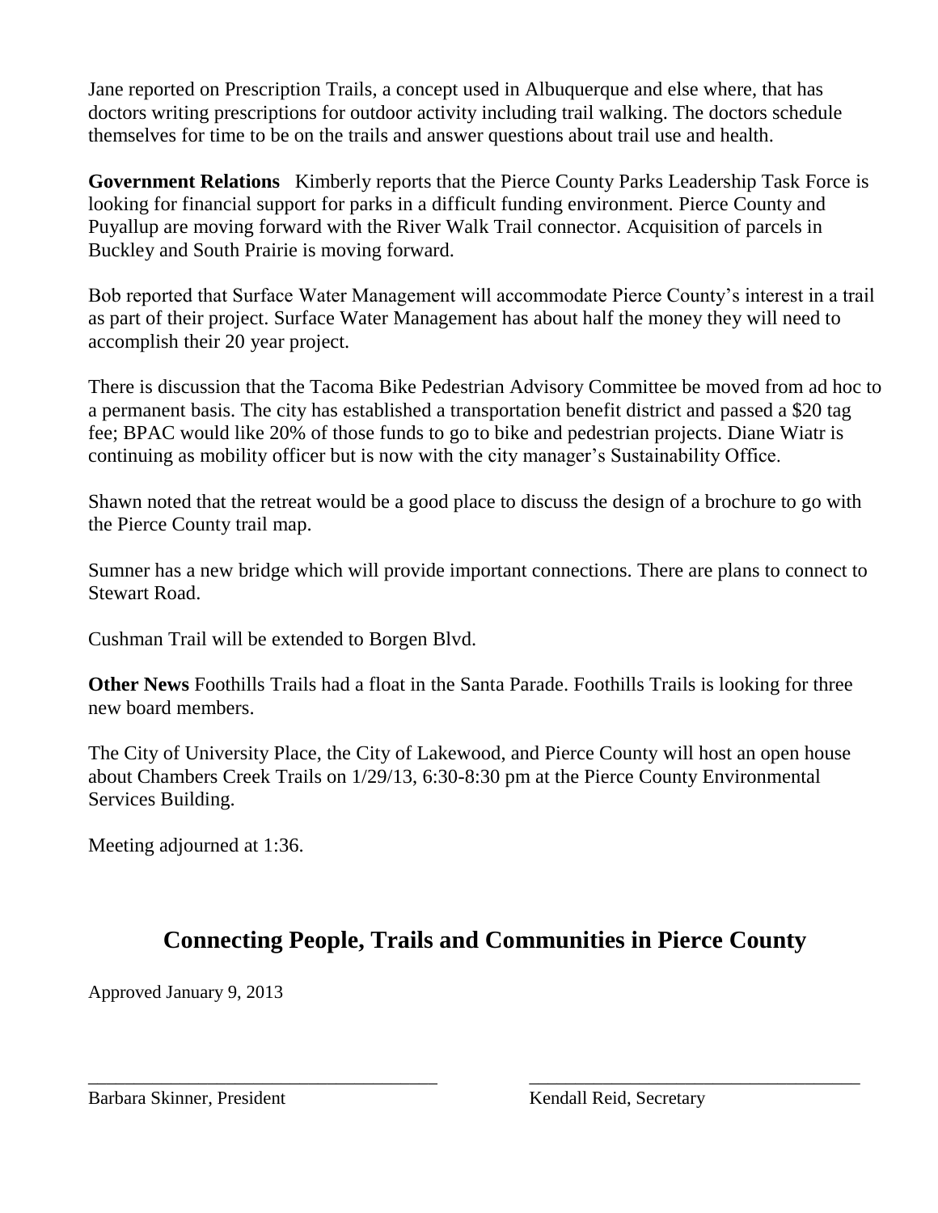Jane reported on Prescription Trails, a concept used in Albuquerque and else where, that has doctors writing prescriptions for outdoor activity including trail walking. The doctors schedule themselves for time to be on the trails and answer questions about trail use and health.

**Government Relations** Kimberly reports that the Pierce County Parks Leadership Task Force is looking for financial support for parks in a difficult funding environment. Pierce County and Puyallup are moving forward with the River Walk Trail connector. Acquisition of parcels in Buckley and South Prairie is moving forward.

Bob reported that Surface Water Management will accommodate Pierce County's interest in a trail as part of their project. Surface Water Management has about half the money they will need to accomplish their 20 year project.

There is discussion that the Tacoma Bike Pedestrian Advisory Committee be moved from ad hoc to a permanent basis. The city has established a transportation benefit district and passed a $20 tag fee; BPAC would like 20% of those funds to go to bike and pedestrian projects. Diane Wiatr is continuing as mobility officer but is now with the city manager's Sustainability Office.

Shawn noted that the retreat would be a good place to discuss the design of a brochure to go with the Pierce County trail map.

Sumner has a new bridge which will provide important connections. There are plans to connect to Stewart Road.

Cushman Trail will be extended to Borgen Blvd.

**Other News** Foothills Trails had a float in the Santa Parade. Foothills Trails is looking for three new board members.

The City of University Place, the City of Lakewood, and Pierce County will host an open house about Chambers Creek Trails on 1/29/13, 6:30-8:30 pm at the Pierce County Environmental Services Building.

Meeting adjourned at 1:36.

## Connecting People, Trails and Communities in Pierce County

Approved January 9, 2013

\_\_\_\_\_\_\_\_\_\_\_\_\_\_\_\_\_\_\_\_\_\_\_\_\_\_\_\_\_\_\_\_\_\_\_\_\_\_\_ \_\_\_\_\_\_\_\_\_\_\_\_\_\_\_\_\_\_\_\_\_\_\_\_\_\_\_\_\_\_\_\_\_\_\_\_\_\_\_

Barbara Skinner, President                                   Kendall Reid, Secretary